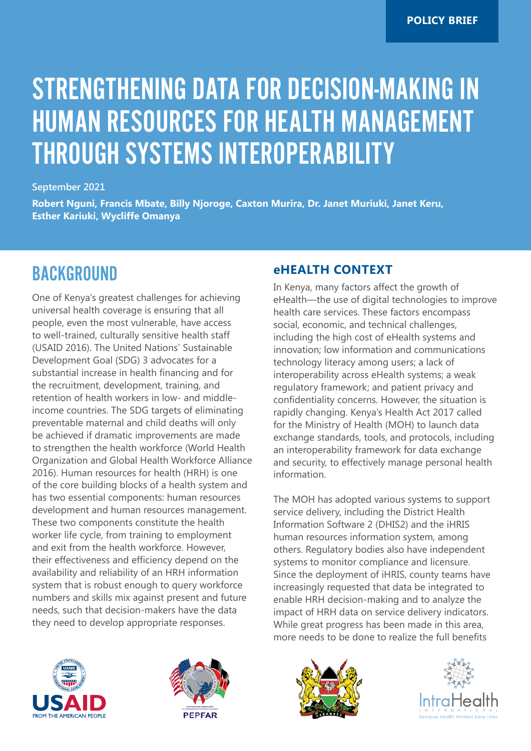POLICY BRIEF

# STRENGTHENING DATA FOR DECISION-MAKING IN HUMAN RESOURCES FOR HEALTH MANAGEMENT THROUGH SYSTEMS INTEROPERABILITY

September 2021

**Robert Nguni, Francis Mbate, Billy Njoroge, Caxton Murira, Dr. Janet Muriuki, Janet Keru, Esther Kariuki, Wycliffe Omanya**

## BACKGROUND

One of Kenya's greatest challenges for achieving universal health coverage is ensuring that all people, even the most vulnerable, have access to well-trained, culturally sensitive health staff (USAID 2016). The United Nations' Sustainable Development Goal (SDG) 3 advocates for a substantial increase in health financing and for the recruitment, development, training, and retention of health workers in low- and middle-income countries. The SDG targets of eliminating preventable maternal and child deaths will only be achieved if dramatic improvements are made to strengthen the health workforce (World Health Organization and Global Health Workforce Alliance 2016). Human resources for health (HRH) is one of the core building blocks of a health system and has two essential components: human resources development and human resources management. These two components constitute the health worker life cycle, from training to employment and exit from the health workforce. However, their effectiveness and efficiency depend on the availability and reliability of an HRH information system that is robust enough to query workforce numbers and skills mix against present and future needs, such that decision-makers have the data they need to develop appropriate responses.

### eHEALTH CONTEXT

In Kenya, many factors affect the growth of eHealth—the use of digital technologies to improve health care services. These factors encompass social, economic, and technical challenges, including the high cost of eHealth systems and innovation; low information and communications technology literacy among users; a lack of interoperability across eHealth systems; a weak regulatory framework; and patient privacy and confidentiality concerns. However, the situation is rapidly changing. Kenya's Health Act 2017 called for the Ministry of Health (MOH) to launch data exchange standards, tools, and protocols, including an interoperability framework for data exchange and security, to effectively manage personal health information.

The MOH has adopted various systems to support service delivery, including the District Health Information Software 2 (DHIS2) and the iHRIS human resources information system, among others. Regulatory bodies also have independent systems to monitor compliance and licensure. Since the deployment of iHRIS, county teams have increasingly requested that data be integrated to enable HRH decision-making and to analyze the impact of HRH data on service delivery indicators. While great progress has been made in this area, more needs to be done to realize the full benefits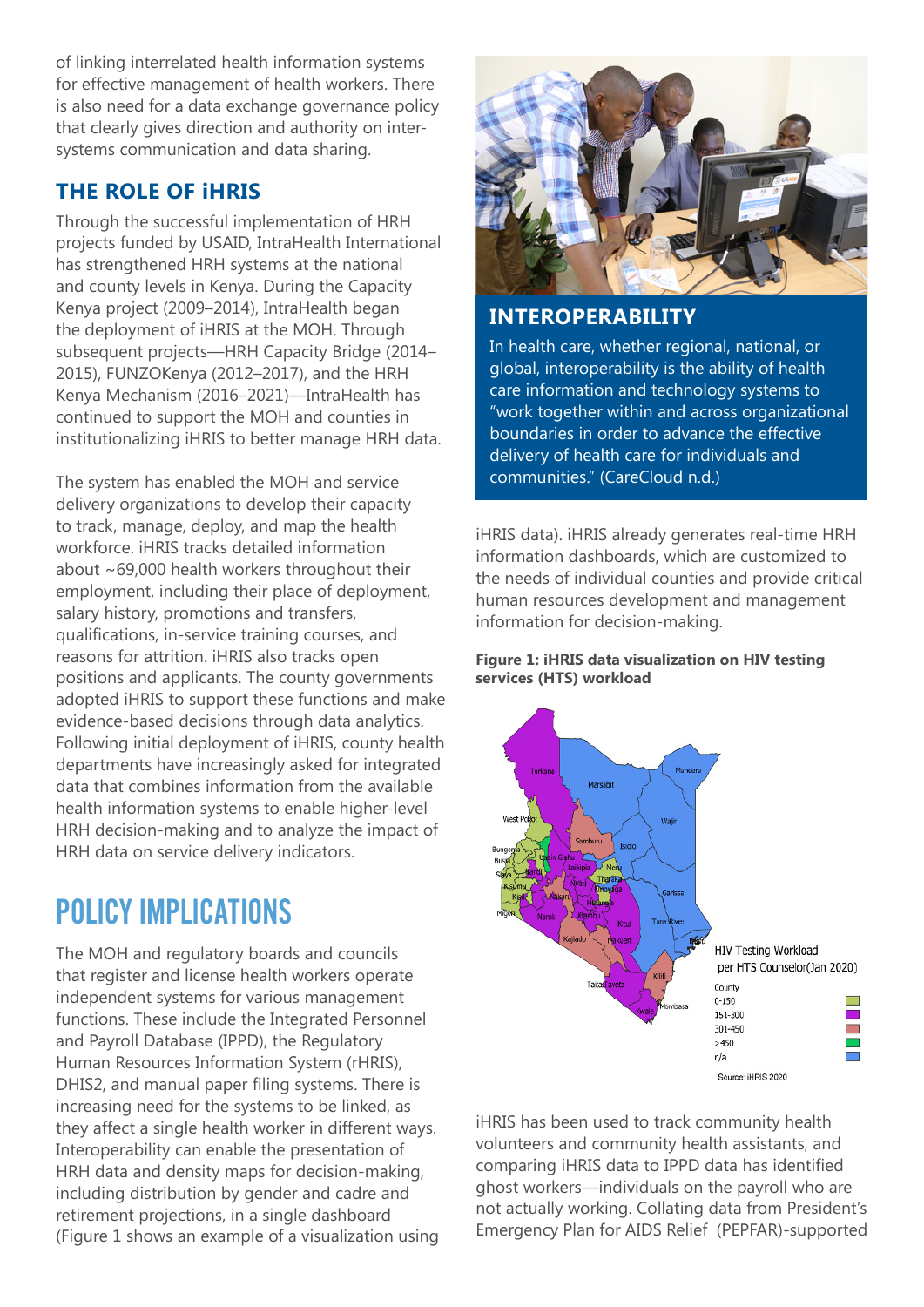of linking interrelated health information systems for effective management of health workers. There is also need for a data exchange governance policy that clearly gives direction and authority on inter-systems communication and data sharing.

### THE ROLE OF iHRIS

Through the successful implementation of HRH projects funded by USAID, IntraHealth International has strengthened HRH systems at the national and county levels in Kenya. During the Capacity Kenya project (2009–2014), IntraHealth began the deployment of iHRIS at the MOH. Through subsequent projects—HRH Capacity Bridge (2014–2015), FUNZOKenya (2012–2017), and the HRH Kenya Mechanism (2016–2021)—IntraHealth has continued to support the MOH and counties in institutionalizing iHRIS to better manage HRH data.

The system has enabled the MOH and service delivery organizations to develop their capacity to track, manage, deploy, and map the health workforce. iHRIS tracks detailed information about ~69,000 health workers throughout their employment, including their place of deployment, salary history, promotions and transfers, qualifications, in-service training courses, and reasons for attrition. iHRIS also tracks open positions and applicants. The county governments adopted iHRIS to support these functions and make evidence-based decisions through data analytics. Following initial deployment of iHRIS, county health departments have increasingly asked for integrated data that combines information from the available health information systems to enable higher-level HRH decision-making and to analyze the impact of HRH data on service delivery indicators.

## POLICY IMPLICATIONS

The MOH and regulatory boards and councils that register and license health workers operate independent systems for various management functions. These include the Integrated Personnel and Payroll Database (IPPD), the Regulatory Human Resources Information System (rHRIS), DHIS2, and manual paper filing systems. There is increasing need for the systems to be linked, as they affect a single health worker in different ways. Interoperability can enable the presentation of HRH data and density maps for decision-making, including distribution by gender and cadre and retirement projections, in a single dashboard (Figure 1 shows an example of a visualization using iHRIS data). iHRIS already generates real-time HRH information dashboards, which are customized to the needs of individual counties and provide critical human resources development and management information for decision-making.

### INTEROPERABILITY

In health care, whether regional, national, or global, interoperability is the ability of health care information and technology systems to "work together within and across organizational boundaries in order to advance the effective delivery of health care for individuals and communities." (CareCloud n.d.)

**Figure 1: iHRIS data visualization on HIV testing services (HTS) workload**

iHRIS has been used to track community health volunteers and community health assistants, and comparing iHRIS data to IPPD data has identified ghost workers—individuals on the payroll who are not actually working. Collating data from President's Emergency Plan for AIDS Relief (PEPFAR)-supported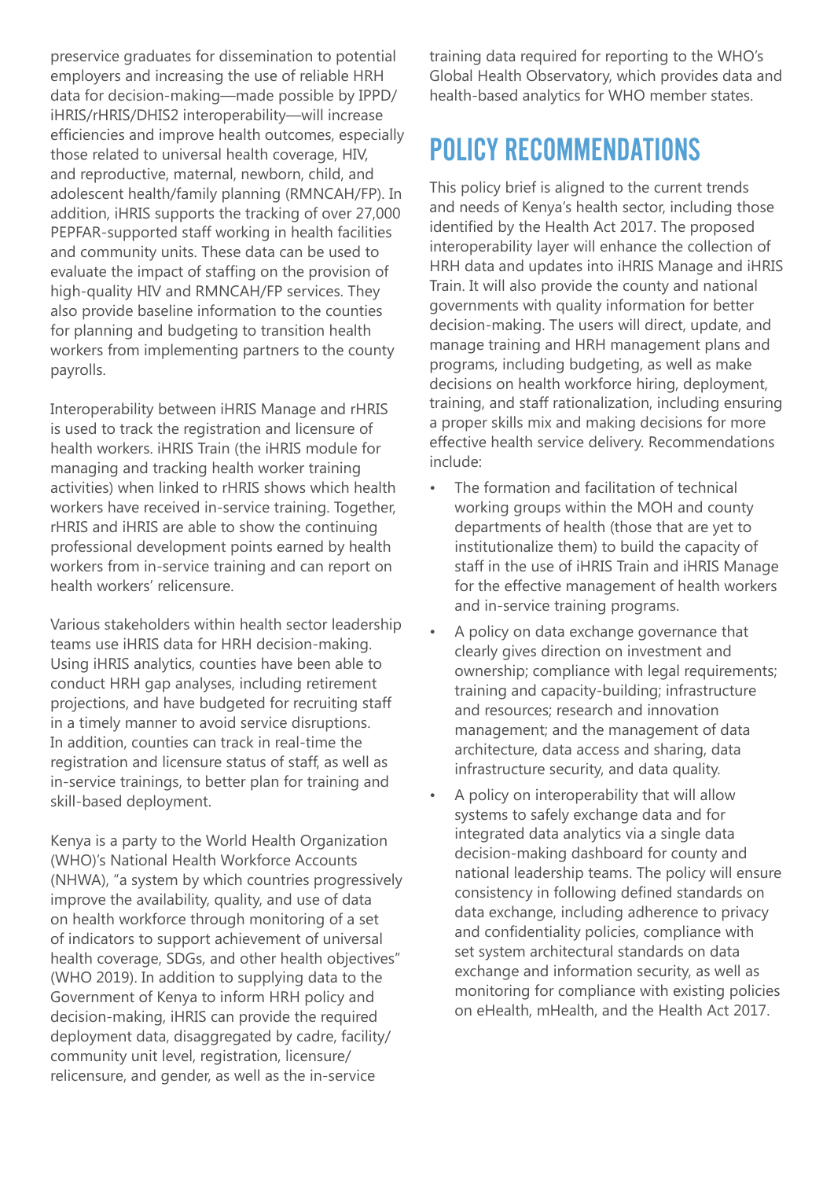preservice graduates for dissemination to potential employers and increasing the use of reliable HRH data for decision-making—made possible by IPPD/iHRIS/rHRIS/DHIS2 interoperability—will increase efficiencies and improve health outcomes, especially those related to universal health coverage, HIV, and reproductive, maternal, newborn, child, and adolescent health/family planning (RMNCAH/FP). In addition, iHRIS supports the tracking of over 27,000 PEPFAR-supported staff working in health facilities and community units. These data can be used to evaluate the impact of staffing on the provision of high-quality HIV and RMNCAH/FP services. They also provide baseline information to the counties for planning and budgeting to transition health workers from implementing partners to the county payrolls.

Interoperability between iHRIS Manage and rHRIS is used to track the registration and licensure of health workers. iHRIS Train (the iHRIS module for managing and tracking health worker training activities) when linked to rHRIS shows which health workers have received in-service training. Together, rHRIS and iHRIS are able to show the continuing professional development points earned by health workers from in-service training and can report on health workers' relicensure.

Various stakeholders within health sector leadership teams use iHRIS data for HRH decision-making. Using iHRIS analytics, counties have been able to conduct HRH gap analyses, including retirement projections, and have budgeted for recruiting staff in a timely manner to avoid service disruptions. In addition, counties can track in real-time the registration and licensure status of staff, as well as in-service trainings, to better plan for training and skill-based deployment.

Kenya is a party to the World Health Organization (WHO)'s National Health Workforce Accounts (NHWA), "a system by which countries progressively improve the availability, quality, and use of data on health workforce through monitoring of a set of indicators to support achievement of universal health coverage, SDGs, and other health objectives" (WHO 2019). In addition to supplying data to the Government of Kenya to inform HRH policy and decision-making, iHRIS can provide the required deployment data, disaggregated by cadre, facility/community unit level, registration, licensure/relicensure, and gender, as well as the in-service training data required for reporting to the WHO's Global Health Observatory, which provides data and health-based analytics for WHO member states.

## POLICY RECOMMENDATIONS

This policy brief is aligned to the current trends and needs of Kenya's health sector, including those identified by the Health Act 2017. The proposed interoperability layer will enhance the collection of HRH data and updates into iHRIS Manage and iHRIS Train. It will also provide the county and national governments with quality information for better decision-making. The users will direct, update, and manage training and HRH management plans and programs, including budgeting, as well as make decisions on health workforce hiring, deployment, training, and staff rationalization, including ensuring a proper skills mix and making decisions for more effective health service delivery. Recommendations include:

- The formation and facilitation of technical working groups within the MOH and county departments of health (those that are yet to institutionalize them) to build the capacity of staff in the use of iHRIS Train and iHRIS Manage for the effective management of health workers and in-service training programs.
- A policy on data exchange governance that clearly gives direction on investment and ownership; compliance with legal requirements; training and capacity-building; infrastructure and resources; research and innovation management; and the management of data architecture, data access and sharing, data infrastructure security, and data quality.
- A policy on interoperability that will allow systems to safely exchange data and for integrated data analytics via a single data decision-making dashboard for county and national leadership teams. The policy will ensure consistency in following defined standards on data exchange, including adherence to privacy and confidentiality policies, compliance with set system architectural standards on data exchange and information security, as well as monitoring for compliance with existing policies on eHealth, mHealth, and the Health Act 2017.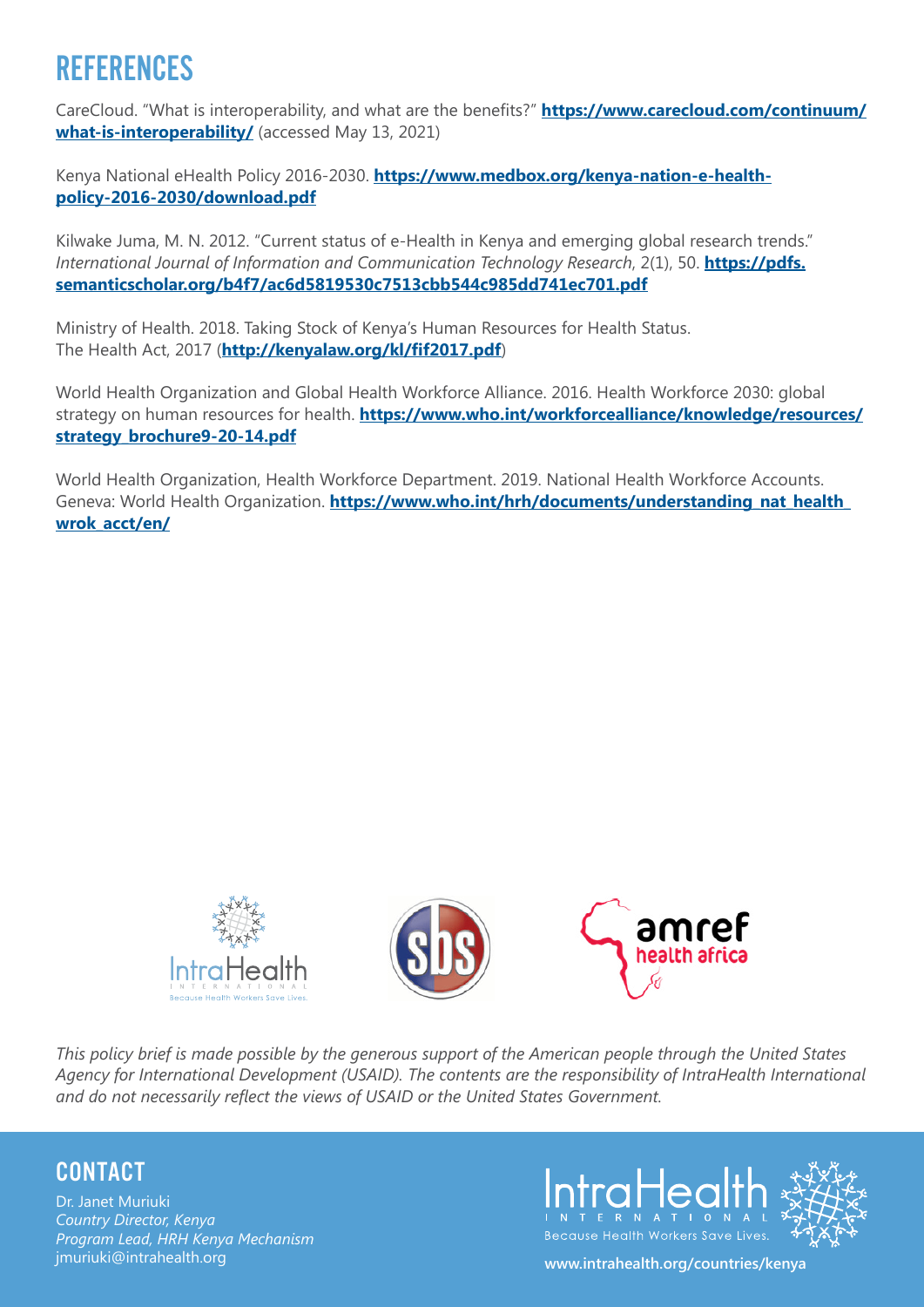# REFERENCES

CareCloud. "What is interoperability, and what are the benefits?" **https://www.carecloud.com/continuum/what-is-interoperability/** (accessed May 13, 2021)

Kenya National eHealth Policy 2016-2030. **https://www.medbox.org/kenya-nation-e-health-policy-2016-2030/download.pdf**

Kilwake Juma, M. N. 2012. "Current status of e-Health in Kenya and emerging global research trends." *International Journal of Information and Communication Technology Research*, 2(1), 50. **https://pdfs.semanticscholar.org/b4f7/ac6d5819530c7513cbb544c985dd741ec701.pdf**

Ministry of Health. 2018. Taking Stock of Kenya's Human Resources for Health Status.
The Health Act, 2017 (**http://kenyalaw.org/kl/fif2017.pdf**)

World Health Organization and Global Health Workforce Alliance. 2016. Health Workforce 2030: global strategy on human resources for health. **https://www.who.int/workforcealliance/knowledge/resources/strategy_brochure9-20-14.pdf**

World Health Organization, Health Workforce Department. 2019. National Health Workforce Accounts. Geneva: World Health Organization. **https://www.who.int/hrh/documents/understanding_nat_health_wrok_acct/en/**

*This policy brief is made possible by the generous support of the American people through the United States Agency for International Development (USAID). The contents are the responsibility of IntraHealth International and do not necessarily reflect the views of USAID or the United States Government.*

## CONTACT

Dr. Janet Muriuki
*Country Director, Kenya*
*Program Lead, HRH Kenya Mechanism*
jmuriuki@intrahealth.org

IntraHealth International — Because Health Workers Save Lives.
www.intrahealth.org/countries/kenya